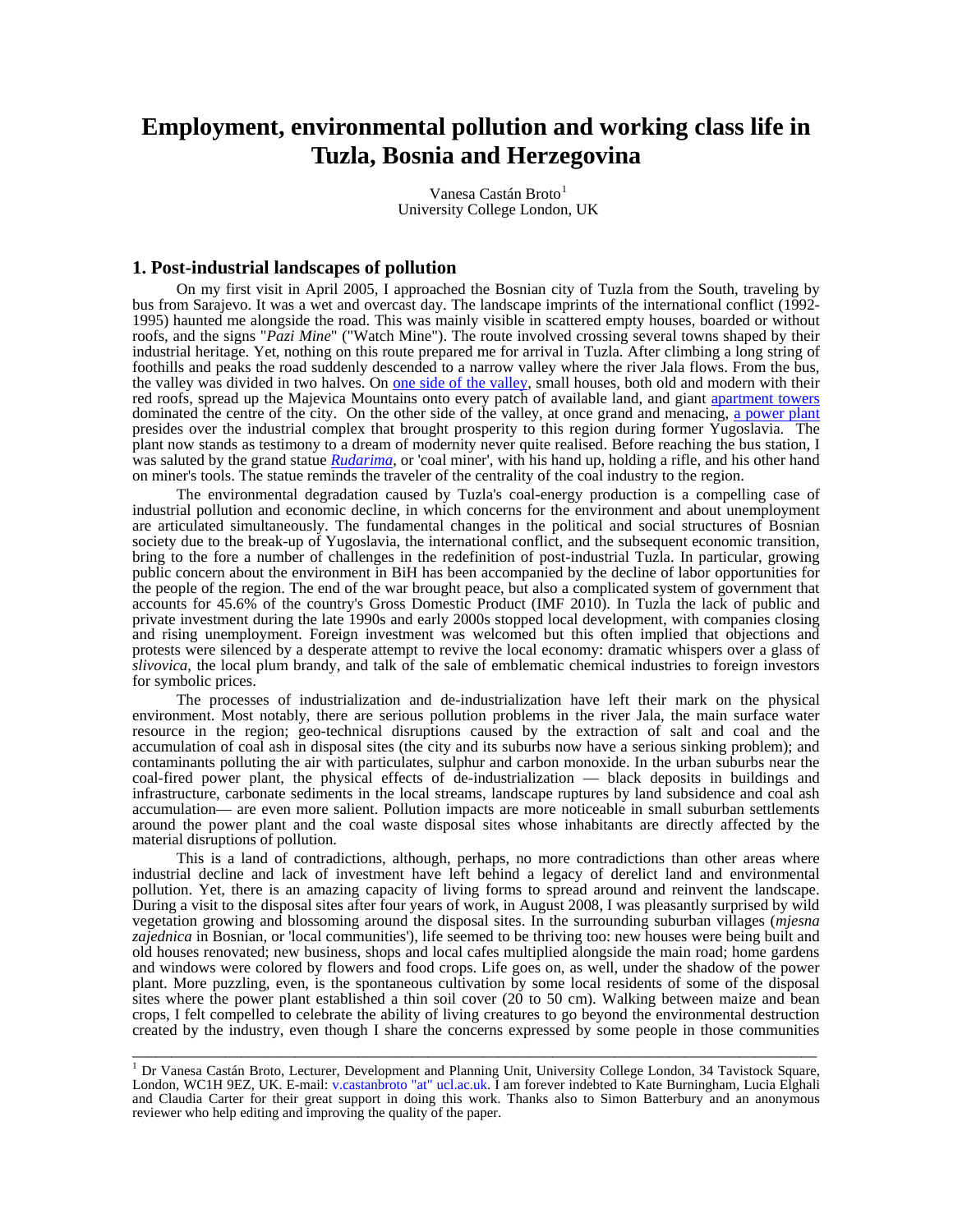# Employment, environmental pollution and working class life in Tuzla, Bosnia and Herzegovina

Vanesa Castán Broto[1]
University College London, UK

## 1. Post-industrial landscapes of pollution

On my first visit in April 2005, I approached the Bosnian city of Tuzla from the South, traveling by bus from Sarajevo. It was a wet and overcast day. The landscape imprints of the international conflict (1992-1995) haunted me alongside the road. This was mainly visible in scattered empty houses, boarded or without roofs, and the signs "*Pazi Mine*" ("Watch Mine"). The route involved crossing several towns shaped by their industrial heritage. Yet, nothing on this route prepared me for arrival in Tuzla. After climbing a long string of foothills and peaks the road suddenly descended to a narrow valley where the river Jala flows. From the bus, the valley was divided in two halves. On one side of the valley, small houses, both old and modern with their red roofs, spread up the Majevica Mountains onto every patch of available land, and giant apartment towers dominated the centre of the city. On the other side of the valley, at once grand and menacing, a power plant presides over the industrial complex that brought prosperity to this region during former Yugoslavia. The plant now stands as testimony to a dream of modernity never quite realised. Before reaching the bus station, I was saluted by the grand statue *Rudarima*, or 'coal miner', with his hand up, holding a rifle, and his other hand on miner's tools. The statue reminds the traveler of the centrality of the coal industry to the region.

The environmental degradation caused by Tuzla's coal-energy production is a compelling case of industrial pollution and economic decline, in which concerns for the environment and about unemployment are articulated simultaneously. The fundamental changes in the political and social structures of Bosnian society due to the break-up of Yugoslavia, the international conflict, and the subsequent economic transition, bring to the fore a number of challenges in the redefinition of post-industrial Tuzla. In particular, growing public concern about the environment in BiH has been accompanied by the decline of labor opportunities for the people of the region. The end of the war brought peace, but also a complicated system of government that accounts for 45.6% of the country's Gross Domestic Product (IMF 2010). In Tuzla the lack of public and private investment during the late 1990s and early 2000s stopped local development, with companies closing and rising unemployment. Foreign investment was welcomed but this often implied that objections and protests were silenced by a desperate attempt to revive the local economy: dramatic whispers over a glass of *slivovica*, the local plum brandy, and talk of the sale of emblematic chemical industries to foreign investors for symbolic prices.

The processes of industrialization and de-industrialization have left their mark on the physical environment. Most notably, there are serious pollution problems in the river Jala, the main surface water resource in the region; geo-technical disruptions caused by the extraction of salt and coal and the accumulation of coal ash in disposal sites (the city and its suburbs now have a serious sinking problem); and contaminants polluting the air with particulates, sulphur and carbon monoxide. In the urban suburbs near the coal-fired power plant, the physical effects of de-industrialization — black deposits in buildings and infrastructure, carbonate sediments in the local streams, landscape ruptures by land subsidence and coal ash accumulation— are even more salient. Pollution impacts are more noticeable in small suburban settlements around the power plant and the coal waste disposal sites whose inhabitants are directly affected by the material disruptions of pollution.

This is a land of contradictions, although, perhaps, no more contradictions than other areas where industrial decline and lack of investment have left behind a legacy of derelict land and environmental pollution. Yet, there is an amazing capacity of living forms to spread around and reinvent the landscape. During a visit to the disposal sites after four years of work, in August 2008, I was pleasantly surprised by wild vegetation growing and blossoming around the disposal sites. In the surrounding suburban villages (*mjesna zajednica* in Bosnian, or 'local communities'), life seemed to be thriving too: new houses were being built and old houses renovated; new business, shops and local cafes multiplied alongside the main road; home gardens and windows were colored by flowers and food crops. Life goes on, as well, under the shadow of the power plant. More puzzling, even, is the spontaneous cultivation by some local residents of some of the disposal sites where the power plant established a thin soil cover (20 to 50 cm). Walking between maize and bean crops, I felt compelled to celebrate the ability of living creatures to go beyond the environmental destruction created by the industry, even though I share the concerns expressed by some people in those communities

---

[1] Dr Vanesa Castán Broto, Lecturer, Development and Planning Unit, University College London, 34 Tavistock Square, London, WC1H 9EZ, UK. E-mail: v.castanbroto "at" ucl.ac.uk. I am forever indebted to Kate Burningham, Lucia Elghali and Claudia Carter for their great support in doing this work. Thanks also to Simon Batterbury and an anonymous reviewer who help editing and improving the quality of the paper.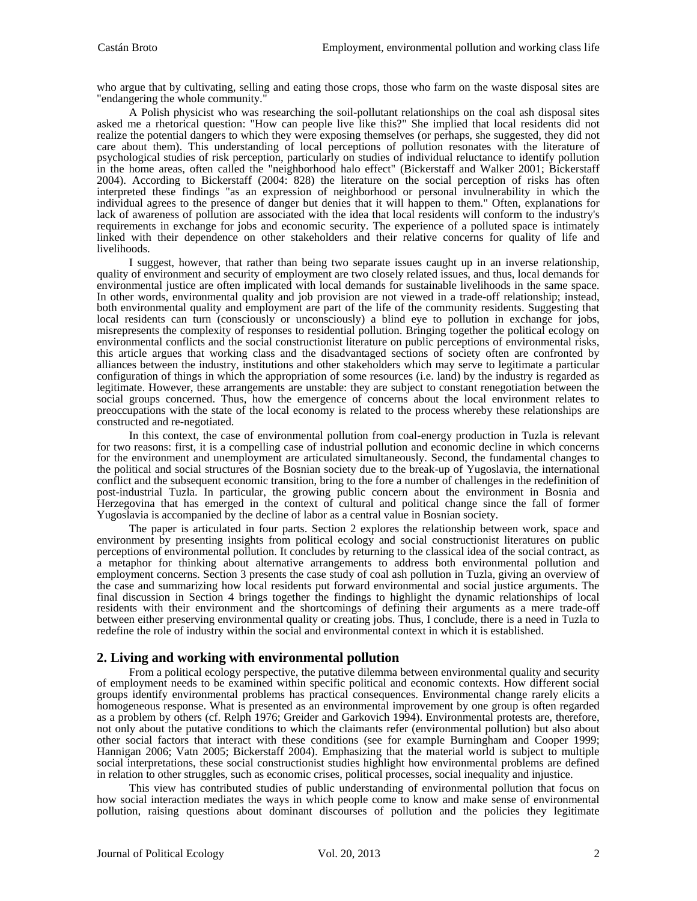who argue that by cultivating, selling and eating those crops, those who farm on the waste disposal sites are "endangering the whole community."

A Polish physicist who was researching the soil-pollutant relationships on the coal ash disposal sites asked me a rhetorical question: "How can people live like this?" She implied that local residents did not realize the potential dangers to which they were exposing themselves (or perhaps, she suggested, they did not care about them). This understanding of local perceptions of pollution resonates with the literature of psychological studies of risk perception, particularly on studies of individual reluctance to identify pollution in the home areas, often called the "neighborhood halo effect" (Bickerstaff and Walker 2001; Bickerstaff 2004). According to Bickerstaff (2004: 828) the literature on the social perception of risks has often interpreted these findings "as an expression of neighborhood or personal invulnerability in which the individual agrees to the presence of danger but denies that it will happen to them." Often, explanations for lack of awareness of pollution are associated with the idea that local residents will conform to the industry's requirements in exchange for jobs and economic security. The experience of a polluted space is intimately linked with their dependence on other stakeholders and their relative concerns for quality of life and livelihoods.

I suggest, however, that rather than being two separate issues caught up in an inverse relationship, quality of environment and security of employment are two closely related issues, and thus, local demands for environmental justice are often implicated with local demands for sustainable livelihoods in the same space. In other words, environmental quality and job provision are not viewed in a trade-off relationship; instead, both environmental quality and employment are part of the life of the community residents. Suggesting that local residents can turn (consciously or unconsciously) a blind eye to pollution in exchange for jobs, misrepresents the complexity of responses to residential pollution. Bringing together the political ecology on environmental conflicts and the social constructionist literature on public perceptions of environmental risks, this article argues that working class and the disadvantaged sections of society often are confronted by alliances between the industry, institutions and other stakeholders which may serve to legitimate a particular configuration of things in which the appropriation of some resources (i.e. land) by the industry is regarded as legitimate. However, these arrangements are unstable: they are subject to constant renegotiation between the social groups concerned. Thus, how the emergence of concerns about the local environment relates to preoccupations with the state of the local economy is related to the process whereby these relationships are constructed and re-negotiated.

In this context, the case of environmental pollution from coal-energy production in Tuzla is relevant for two reasons: first, it is a compelling case of industrial pollution and economic decline in which concerns for the environment and unemployment are articulated simultaneously. Second, the fundamental changes to the political and social structures of the Bosnian society due to the break-up of Yugoslavia, the international conflict and the subsequent economic transition, bring to the fore a number of challenges in the redefinition of post-industrial Tuzla. In particular, the growing public concern about the environment in Bosnia and Herzegovina that has emerged in the context of cultural and political change since the fall of former Yugoslavia is accompanied by the decline of labor as a central value in Bosnian society.

The paper is articulated in four parts. Section 2 explores the relationship between work, space and environment by presenting insights from political ecology and social constructionist literatures on public perceptions of environmental pollution. It concludes by returning to the classical idea of the social contract, as a metaphor for thinking about alternative arrangements to address both environmental pollution and employment concerns. Section 3 presents the case study of coal ash pollution in Tuzla, giving an overview of the case and summarizing how local residents put forward environmental and social justice arguments. The final discussion in Section 4 brings together the findings to highlight the dynamic relationships of local residents with their environment and the shortcomings of defining their arguments as a mere trade-off between either preserving environmental quality or creating jobs. Thus, I conclude, there is a need in Tuzla to redefine the role of industry within the social and environmental context in which it is established.

## 2. Living and working with environmental pollution

From a political ecology perspective, the putative dilemma between environmental quality and security of employment needs to be examined within specific political and economic contexts. How different social groups identify environmental problems has practical consequences. Environmental change rarely elicits a homogeneous response. What is presented as an environmental improvement by one group is often regarded as a problem by others (cf. Relph 1976; Greider and Garkovich 1994). Environmental protests are, therefore, not only about the putative conditions to which the claimants refer (environmental pollution) but also about other social factors that interact with these conditions (see for example Burningham and Cooper 1999; Hannigan 2006; Vatn 2005; Bickerstaff 2004). Emphasizing that the material world is subject to multiple social interpretations, these social constructionist studies highlight how environmental problems are defined in relation to other struggles, such as economic crises, political processes, social inequality and injustice.

This view has contributed studies of public understanding of environmental pollution that focus on how social interaction mediates the ways in which people come to know and make sense of environmental pollution, raising questions about dominant discourses of pollution and the policies they legitimate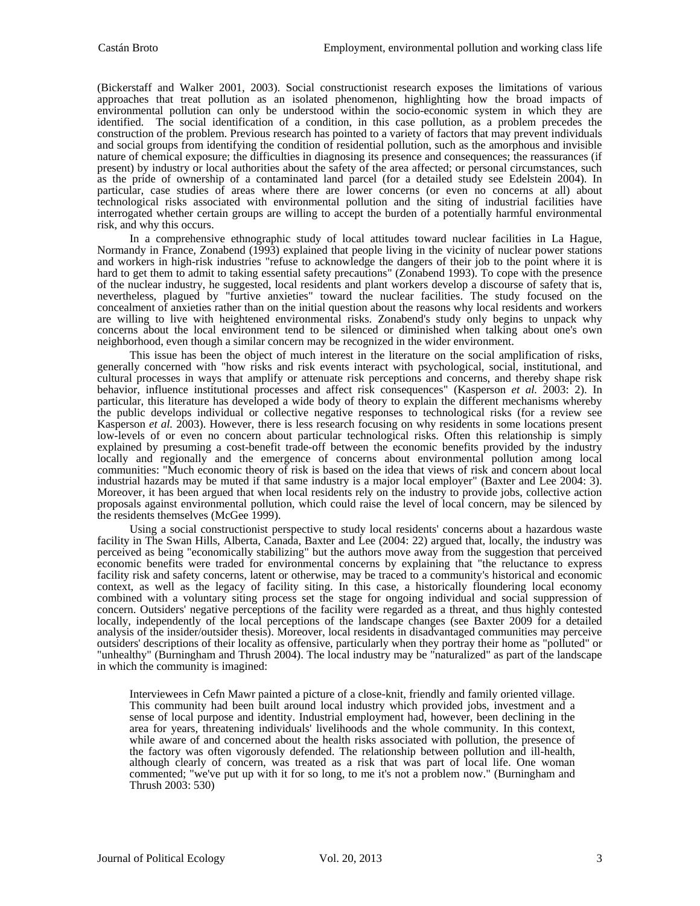(Bickerstaff and Walker 2001, 2003). Social constructionist research exposes the limitations of various approaches that treat pollution as an isolated phenomenon, highlighting how the broad impacts of environmental pollution can only be understood within the socio-economic system in which they are identified. The social identification of a condition, in this case pollution, as a problem precedes the construction of the problem. Previous research has pointed to a variety of factors that may prevent individuals and social groups from identifying the condition of residential pollution, such as the amorphous and invisible nature of chemical exposure; the difficulties in diagnosing its presence and consequences; the reassurances (if present) by industry or local authorities about the safety of the area affected; or personal circumstances, such as the pride of ownership of a contaminated land parcel (for a detailed study see Edelstein 2004). In particular, case studies of areas where there are lower concerns (or even no concerns at all) about technological risks associated with environmental pollution and the siting of industrial facilities have interrogated whether certain groups are willing to accept the burden of a potentially harmful environmental risk, and why this occurs.

In a comprehensive ethnographic study of local attitudes toward nuclear facilities in La Hague, Normandy in France, Zonabend (1993) explained that people living in the vicinity of nuclear power stations and workers in high-risk industries "refuse to acknowledge the dangers of their job to the point where it is hard to get them to admit to taking essential safety precautions" (Zonabend 1993). To cope with the presence of the nuclear industry, he suggested, local residents and plant workers develop a discourse of safety that is, nevertheless, plagued by "furtive anxieties" toward the nuclear facilities. The study focused on the concealment of anxieties rather than on the initial question about the reasons why local residents and workers are willing to live with heightened environmental risks. Zonabend's study only begins to unpack why concerns about the local environment tend to be silenced or diminished when talking about one's own neighborhood, even though a similar concern may be recognized in the wider environment.

This issue has been the object of much interest in the literature on the social amplification of risks, generally concerned with "how risks and risk events interact with psychological, social, institutional, and cultural processes in ways that amplify or attenuate risk perceptions and concerns, and thereby shape risk behavior, influence institutional processes and affect risk consequences" (Kasperson *et al.* 2003: 2). In particular, this literature has developed a wide body of theory to explain the different mechanisms whereby the public develops individual or collective negative responses to technological risks (for a review see Kasperson *et al.* 2003). However, there is less research focusing on why residents in some locations present low-levels of or even no concern about particular technological risks. Often this relationship is simply explained by presuming a cost-benefit trade-off between the economic benefits provided by the industry locally and regionally and the emergence of concerns about environmental pollution among local communities: "Much economic theory of risk is based on the idea that views of risk and concern about local industrial hazards may be muted if that same industry is a major local employer" (Baxter and Lee 2004: 3). Moreover, it has been argued that when local residents rely on the industry to provide jobs, collective action proposals against environmental pollution, which could raise the level of local concern, may be silenced by the residents themselves (McGee 1999).

Using a social constructionist perspective to study local residents' concerns about a hazardous waste facility in The Swan Hills, Alberta, Canada, Baxter and Lee (2004: 22) argued that, locally, the industry was perceived as being "economically stabilizing" but the authors move away from the suggestion that perceived economic benefits were traded for environmental concerns by explaining that "the reluctance to express facility risk and safety concerns, latent or otherwise, may be traced to a community's historical and economic context, as well as the legacy of facility siting. In this case, a historically floundering local economy combined with a voluntary siting process set the stage for ongoing individual and social suppression of concern. Outsiders' negative perceptions of the facility were regarded as a threat, and thus highly contested locally, independently of the local perceptions of the landscape changes (see Baxter 2009 for a detailed analysis of the insider/outsider thesis). Moreover, local residents in disadvantaged communities may perceive outsiders' descriptions of their locality as offensive, particularly when they portray their home as "polluted" or "unhealthy" (Burningham and Thrush 2004). The local industry may be "naturalized" as part of the landscape in which the community is imagined:

> Interviewees in Cefn Mawr painted a picture of a close-knit, friendly and family oriented village. This community had been built around local industry which provided jobs, investment and a sense of local purpose and identity. Industrial employment had, however, been declining in the area for years, threatening individuals' livelihoods and the whole community. In this context, while aware of and concerned about the health risks associated with pollution, the presence of the factory was often vigorously defended. The relationship between pollution and ill-health, although clearly of concern, was treated as a risk that was part of local life. One woman commented; "we've put up with it for so long, to me it's not a problem now." (Burningham and Thrush 2003: 530)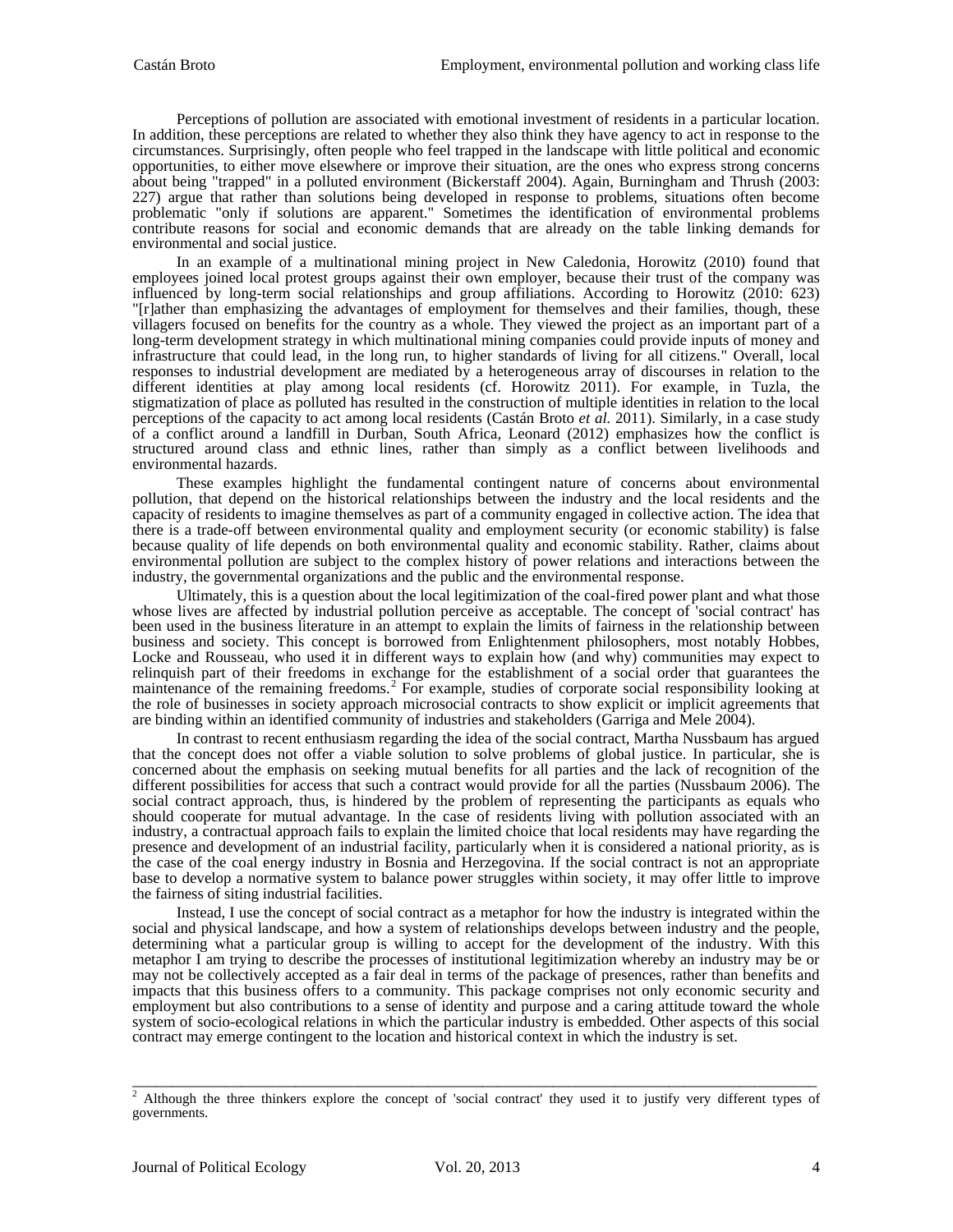Perceptions of pollution are associated with emotional investment of residents in a particular location. In addition, these perceptions are related to whether they also think they have agency to act in response to the circumstances. Surprisingly, often people who feel trapped in the landscape with little political and economic opportunities, to either move elsewhere or improve their situation, are the ones who express strong concerns about being "trapped" in a polluted environment (Bickerstaff 2004). Again, Burningham and Thrush (2003: 227) argue that rather than solutions being developed in response to problems, situations often become problematic "only if solutions are apparent." Sometimes the identification of environmental problems contribute reasons for social and economic demands that are already on the table linking demands for environmental and social justice.

In an example of a multinational mining project in New Caledonia, Horowitz (2010) found that employees joined local protest groups against their own employer, because their trust of the company was influenced by long-term social relationships and group affiliations. According to Horowitz (2010: 623) "[r]ather than emphasizing the advantages of employment for themselves and their families, though, these villagers focused on benefits for the country as a whole. They viewed the project as an important part of a long-term development strategy in which multinational mining companies could provide inputs of money and infrastructure that could lead, in the long run, to higher standards of living for all citizens." Overall, local responses to industrial development are mediated by a heterogeneous array of discourses in relation to the different identities at play among local residents (cf. Horowitz 2011). For example, in Tuzla, the stigmatization of place as polluted has resulted in the construction of multiple identities in relation to the local perceptions of the capacity to act among local residents (Castán Broto *et al.* 2011). Similarly, in a case study of a conflict around a landfill in Durban, South Africa, Leonard (2012) emphasizes how the conflict is structured around class and ethnic lines, rather than simply as a conflict between livelihoods and environmental hazards.

These examples highlight the fundamental contingent nature of concerns about environmental pollution, that depend on the historical relationships between the industry and the local residents and the capacity of residents to imagine themselves as part of a community engaged in collective action. The idea that there is a trade-off between environmental quality and employment security (or economic stability) is false because quality of life depends on both environmental quality and economic stability. Rather, claims about environmental pollution are subject to the complex history of power relations and interactions between the industry, the governmental organizations and the public and the environmental response.

Ultimately, this is a question about the local legitimization of the coal-fired power plant and what those whose lives are affected by industrial pollution perceive as acceptable. The concept of 'social contract' has been used in the business literature in an attempt to explain the limits of fairness in the relationship between business and society. This concept is borrowed from Enlightenment philosophers, most notably Hobbes, Locke and Rousseau, who used it in different ways to explain how (and why) communities may expect to relinquish part of their freedoms in exchange for the establishment of a social order that guarantees the maintenance of the remaining freedoms.[2] For example, studies of corporate social responsibility looking at the role of businesses in society approach microsocial contracts to show explicit or implicit agreements that are binding within an identified community of industries and stakeholders (Garriga and Mele 2004).

In contrast to recent enthusiasm regarding the idea of the social contract, Martha Nussbaum has argued that the concept does not offer a viable solution to solve problems of global justice. In particular, she is concerned about the emphasis on seeking mutual benefits for all parties and the lack of recognition of the different possibilities for access that such a contract would provide for all the parties (Nussbaum 2006). The social contract approach, thus, is hindered by the problem of representing the participants as equals who should cooperate for mutual advantage. In the case of residents living with pollution associated with an industry, a contractual approach fails to explain the limited choice that local residents may have regarding the presence and development of an industrial facility, particularly when it is considered a national priority, as is the case of the coal energy industry in Bosnia and Herzegovina. If the social contract is not an appropriate base to develop a normative system to balance power struggles within society, it may offer little to improve the fairness of siting industrial facilities.

Instead, I use the concept of social contract as a metaphor for how the industry is integrated within the social and physical landscape, and how a system of relationships develops between industry and the people, determining what a particular group is willing to accept for the development of the industry. With this metaphor I am trying to describe the processes of institutional legitimization whereby an industry may be or may not be collectively accepted as a fair deal in terms of the package of presences, rather than benefits and impacts that this business offers to a community. This package comprises not only economic security and employment but also contributions to a sense of identity and purpose and a caring attitude toward the whole system of socio-ecological relations in which the particular industry is embedded. Other aspects of this social contract may emerge contingent to the location and historical context in which the industry is set.

---

[2] Although the three thinkers explore the concept of 'social contract' they used it to justify very different types of governments.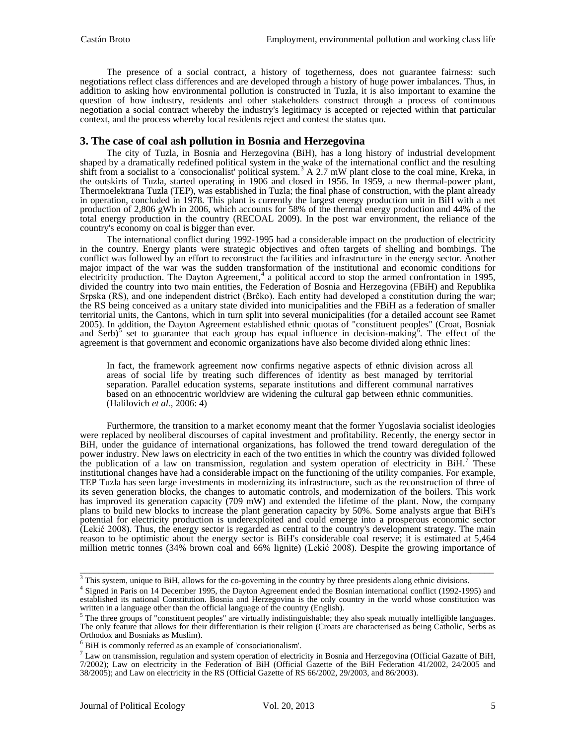The presence of a social contract, a history of togetherness, does not guarantee fairness: such negotiations reflect class differences and are developed through a history of huge power imbalances. Thus, in addition to asking how environmental pollution is constructed in Tuzla, it is also important to examine the question of how industry, residents and other stakeholders construct through a process of continuous negotiation a social contract whereby the industry's legitimacy is accepted or rejected within that particular context, and the process whereby local residents reject and contest the status quo.

## 3. The case of coal ash pollution in Bosnia and Herzegovina

The city of Tuzla, in Bosnia and Herzegovina (BiH), has a long history of industrial development shaped by a dramatically redefined political system in the wake of the international conflict and the resulting shift from a socialist to a 'consocionalist' political system.[3] A 2.7 mW plant close to the coal mine, Kreka, in the outskirts of Tuzla, started operating in 1906 and closed in 1956. In 1959, a new thermal-power plant, Thermoelektrana Tuzla (TEP), was established in Tuzla; the final phase of construction, with the plant already in operation, concluded in 1978. This plant is currently the largest energy production unit in BiH with a net production of 2,806 gWh in 2006, which accounts for 58% of the thermal energy production and 44% of the total energy production in the country (RECOAL 2009). In the post war environment, the reliance of the country's economy on coal is bigger than ever.

The international conflict during 1992-1995 had a considerable impact on the production of electricity in the country. Energy plants were strategic objectives and often targets of shelling and bombings. The conflict was followed by an effort to reconstruct the facilities and infrastructure in the energy sector. Another major impact of the war was the sudden transformation of the institutional and economic conditions for electricity production. The Dayton Agreement,[4] a political accord to stop the armed confrontation in 1995, divided the country into two main entities, the Federation of Bosnia and Herzegovina (FBiH) and Republika Srpska (RS), and one independent district (Brčko). Each entity had developed a constitution during the war; the RS being conceived as a unitary state divided into municipalities and the FBiH as a federation of smaller territorial units, the Cantons, which in turn split into several municipalities (for a detailed account see Ramet 2005). In addition, the Dayton Agreement established ethnic quotas of "constituent peoples" (Croat, Bosniak and Serb)[5] set to guarantee that each group has equal influence in decision-making[6]. The effect of the agreement is that government and economic organizations have also become divided along ethnic lines:

> In fact, the framework agreement now confirms negative aspects of ethnic division across all areas of social life by treating such differences of identity as best managed by territorial separation. Parallel education systems, separate institutions and different communal narratives based on an ethnocentric worldview are widening the cultural gap between ethnic communities. (Halilovich *et al.*, 2006: 4)

Furthermore, the transition to a market economy meant that the former Yugoslavia socialist ideologies were replaced by neoliberal discourses of capital investment and profitability. Recently, the energy sector in BiH, under the guidance of international organizations, has followed the trend toward deregulation of the power industry. New laws on electricity in each of the two entities in which the country was divided followed the publication of a law on transmission, regulation and system operation of electricity in BiH.[7] These institutional changes have had a considerable impact on the functioning of the utility companies. For example, TEP Tuzla has seen large investments in modernizing its infrastructure, such as the reconstruction of three of its seven generation blocks, the changes to automatic controls, and modernization of the boilers. This work has improved its generation capacity (709 mW) and extended the lifetime of the plant. Now, the company plans to build new blocks to increase the plant generation capacity by 50%. Some analysts argue that BiH's potential for electricity production is underexploited and could emerge into a prosperous economic sector (Lekić 2008). Thus, the energy sector is regarded as central to the country's development strategy. The main reason to be optimistic about the energy sector is BiH's considerable coal reserve; it is estimated at 5,464 million metric tonnes (34% brown coal and 66% lignite) (Lekić 2008). Despite the growing importance of

---

[3] This system, unique to BiH, allows for the co-governing in the country by three presidents along ethnic divisions.

[4] Signed in Paris on 14 December 1995, the Dayton Agreement ended the Bosnian international conflict (1992-1995) and established its national Constitution. Bosnia and Herzegovina is the only country in the world whose constitution was written in a language other than the official language of the country (English).

[5] The three groups of "constituent peoples" are virtually indistinguishable; they also speak mutually intelligible languages. The only feature that allows for their differentiation is their religion (Croats are characterised as being Catholic, Serbs as Orthodox and Bosniaks as Muslim).

[6] BiH is commonly referred as an example of 'consociationalism'.

[7] Law on transmission, regulation and system operation of electricity in Bosnia and Herzegovina (Official Gazette of BiH, 7/2002); Law on electricity in the Federation of BiH (Official Gazette of the BiH Federation 41/2002, 24/2005 and 38/2005); and Law on electricity in the RS (Official Gazette of RS 66/2002, 29/2003, and 86/2003).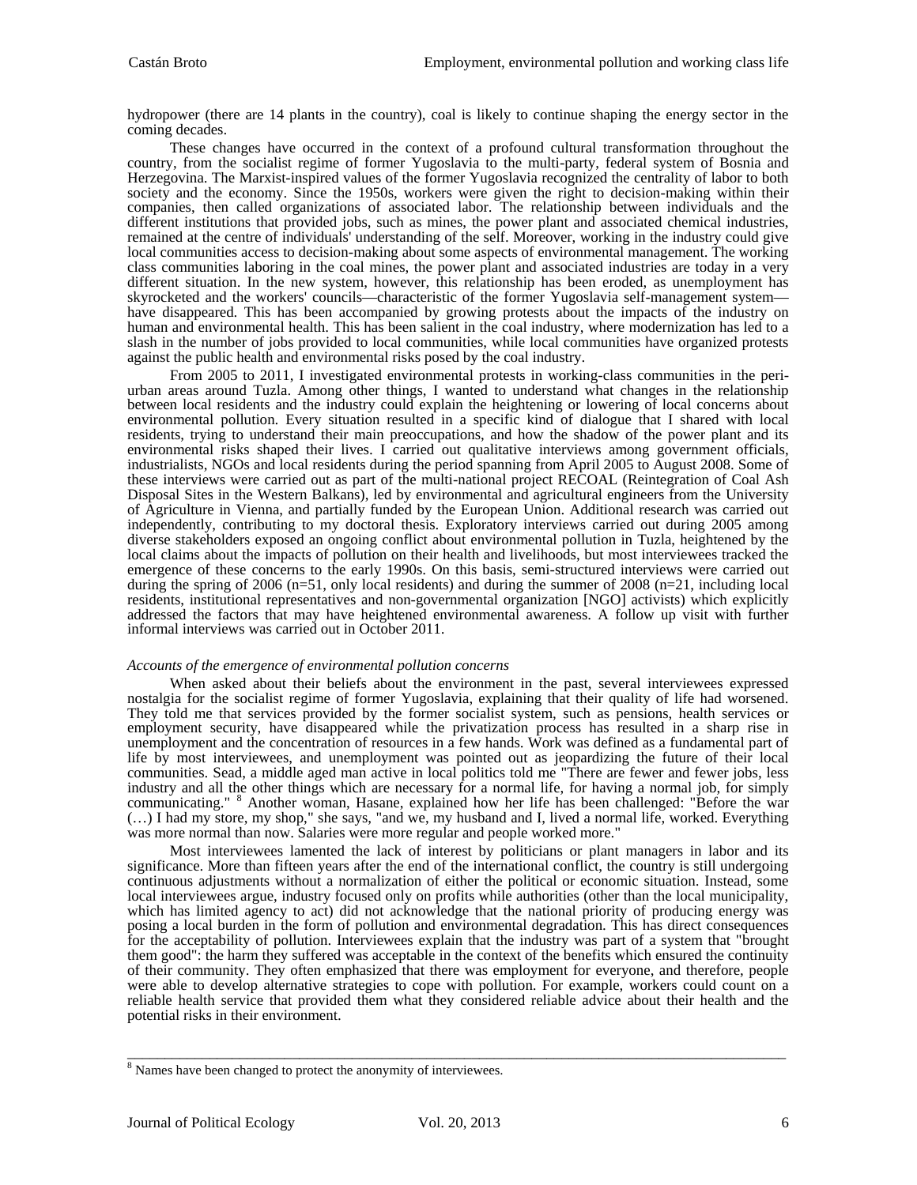hydropower (there are 14 plants in the country), coal is likely to continue shaping the energy sector in the coming decades.

These changes have occurred in the context of a profound cultural transformation throughout the country, from the socialist regime of former Yugoslavia to the multi-party, federal system of Bosnia and Herzegovina. The Marxist-inspired values of the former Yugoslavia recognized the centrality of labor to both society and the economy. Since the 1950s, workers were given the right to decision-making within their companies, then called organizations of associated labor. The relationship between individuals and the different institutions that provided jobs, such as mines, the power plant and associated chemical industries, remained at the centre of individuals' understanding of the self. Moreover, working in the industry could give local communities access to decision-making about some aspects of environmental management. The working class communities laboring in the coal mines, the power plant and associated industries are today in a very different situation. In the new system, however, this relationship has been eroded, as unemployment has skyrocketed and the workers' councils—characteristic of the former Yugoslavia self-management system—have disappeared. This has been accompanied by growing protests about the impacts of the industry on human and environmental health. This has been salient in the coal industry, where modernization has led to a slash in the number of jobs provided to local communities, while local communities have organized protests against the public health and environmental risks posed by the coal industry.

From 2005 to 2011, I investigated environmental protests in working-class communities in the peri-urban areas around Tuzla. Among other things, I wanted to understand what changes in the relationship between local residents and the industry could explain the heightening or lowering of local concerns about environmental pollution. Every situation resulted in a specific kind of dialogue that I shared with local residents, trying to understand their main preoccupations, and how the shadow of the power plant and its environmental risks shaped their lives. I carried out qualitative interviews among government officials, industrialists, NGOs and local residents during the period spanning from April 2005 to August 2008. Some of these interviews were carried out as part of the multi-national project RECOAL (Reintegration of Coal Ash Disposal Sites in the Western Balkans), led by environmental and agricultural engineers from the University of Agriculture in Vienna, and partially funded by the European Union. Additional research was carried out independently, contributing to my doctoral thesis. Exploratory interviews carried out during 2005 among diverse stakeholders exposed an ongoing conflict about environmental pollution in Tuzla, heightened by the local claims about the impacts of pollution on their health and livelihoods, but most interviewees tracked the emergence of these concerns to the early 1990s. On this basis, semi-structured interviews were carried out during the spring of 2006 (n=51, only local residents) and during the summer of 2008 (n=21, including local residents, institutional representatives and non-governmental organization [NGO] activists) which explicitly addressed the factors that may have heightened environmental awareness. A follow up visit with further informal interviews was carried out in October 2011.

*Accounts of the emergence of environmental pollution concerns*

When asked about their beliefs about the environment in the past, several interviewees expressed nostalgia for the socialist regime of former Yugoslavia, explaining that their quality of life had worsened. They told me that services provided by the former socialist system, such as pensions, health services or employment security, have disappeared while the privatization process has resulted in a sharp rise in unemployment and the concentration of resources in a few hands. Work was defined as a fundamental part of life by most interviewees, and unemployment was pointed out as jeopardizing the future of their local communities. Sead, a middle aged man active in local politics told me "There are fewer and fewer jobs, less industry and all the other things which are necessary for a normal life, for having a normal job, for simply communicating." [8] Another woman, Hasane, explained how her life has been challenged: "Before the war (…) I had my store, my shop," she says, "and we, my husband and I, lived a normal life, worked. Everything was more normal than now. Salaries were more regular and people worked more."

Most interviewees lamented the lack of interest by politicians or plant managers in labor and its significance. More than fifteen years after the end of the international conflict, the country is still undergoing continuous adjustments without a normalization of either the political or economic situation. Instead, some local interviewees argue, industry focused only on profits while authorities (other than the local municipality, which has limited agency to act) did not acknowledge that the national priority of producing energy was posing a local burden in the form of pollution and environmental degradation. This has direct consequences for the acceptability of pollution. Interviewees explain that the industry was part of a system that "brought them good": the harm they suffered was acceptable in the context of the benefits which ensured the continuity of their community. They often emphasized that there was employment for everyone, and therefore, people were able to develop alternative strategies to cope with pollution. For example, workers could count on a reliable health service that provided them what they considered reliable advice about their health and the potential risks in their environment.

---

[8] Names have been changed to protect the anonymity of interviewees.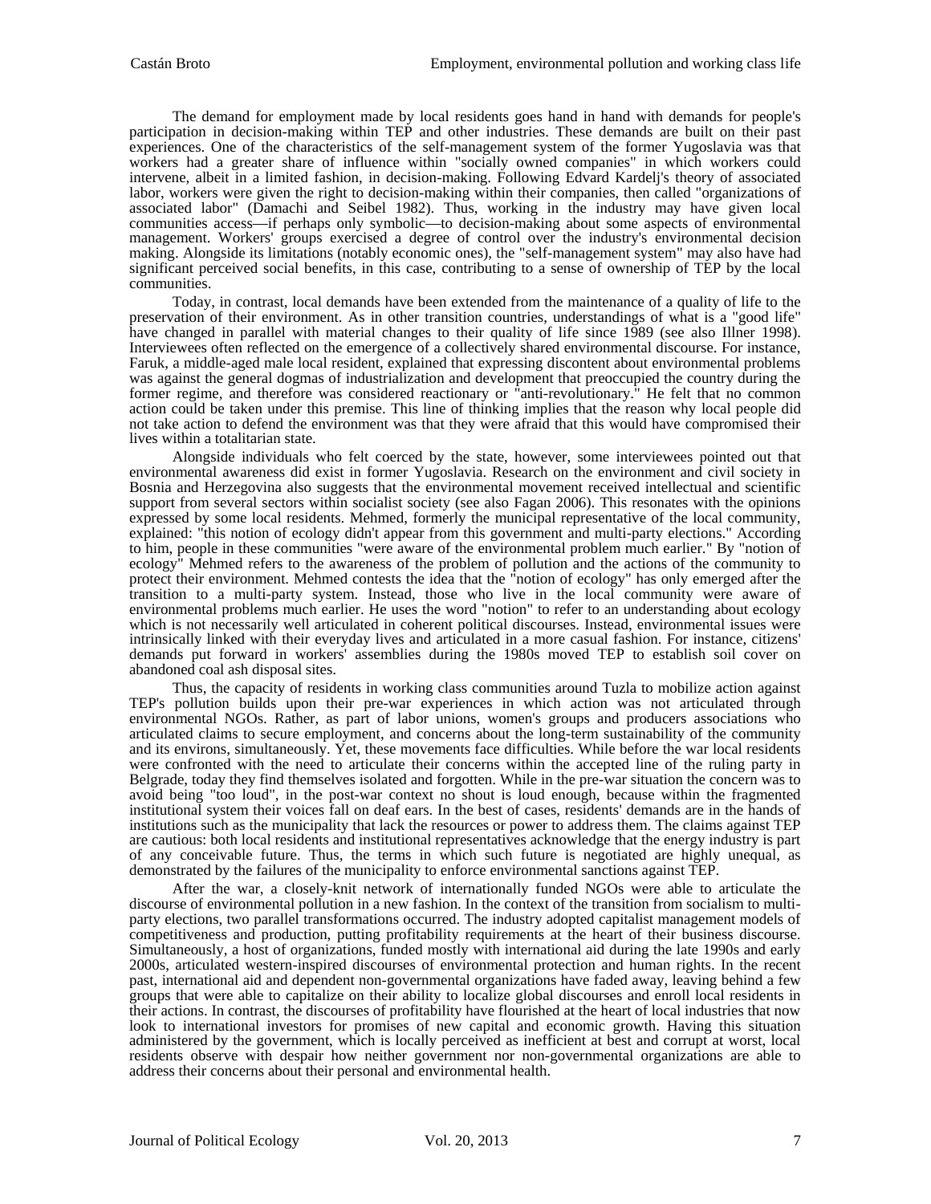The demand for employment made by local residents goes hand in hand with demands for people's participation in decision-making within TEP and other industries. These demands are built on their past experiences. One of the characteristics of the self-management system of the former Yugoslavia was that workers had a greater share of influence within "socially owned companies" in which workers could intervene, albeit in a limited fashion, in decision-making. Following Edvard Kardelj's theory of associated labor, workers were given the right to decision-making within their companies, then called "organizations of associated labor" (Damachi and Seibel 1982). Thus, working in the industry may have given local communities access—if perhaps only symbolic—to decision-making about some aspects of environmental management. Workers' groups exercised a degree of control over the industry's environmental decision making. Alongside its limitations (notably economic ones), the "self-management system" may also have had significant perceived social benefits, in this case, contributing to a sense of ownership of TEP by the local communities.

Today, in contrast, local demands have been extended from the maintenance of a quality of life to the preservation of their environment. As in other transition countries, understandings of what is a "good life" have changed in parallel with material changes to their quality of life since 1989 (see also Illner 1998). Interviewees often reflected on the emergence of a collectively shared environmental discourse. For instance, Faruk, a middle-aged male local resident, explained that expressing discontent about environmental problems was against the general dogmas of industrialization and development that preoccupied the country during the former regime, and therefore was considered reactionary or "anti-revolutionary." He felt that no common action could be taken under this premise. This line of thinking implies that the reason why local people did not take action to defend the environment was that they were afraid that this would have compromised their lives within a totalitarian state.

Alongside individuals who felt coerced by the state, however, some interviewees pointed out that environmental awareness did exist in former Yugoslavia. Research on the environment and civil society in Bosnia and Herzegovina also suggests that the environmental movement received intellectual and scientific support from several sectors within socialist society (see also Fagan 2006). This resonates with the opinions expressed by some local residents. Mehmed, formerly the municipal representative of the local community, explained: "this notion of ecology didn't appear from this government and multi-party elections." According to him, people in these communities "were aware of the environmental problem much earlier." By "notion of ecology" Mehmed refers to the awareness of the problem of pollution and the actions of the community to protect their environment. Mehmed contests the idea that the "notion of ecology" has only emerged after the transition to a multi-party system. Instead, those who live in the local community were aware of environmental problems much earlier. He uses the word "notion" to refer to an understanding about ecology which is not necessarily well articulated in coherent political discourses. Instead, environmental issues were intrinsically linked with their everyday lives and articulated in a more casual fashion. For instance, citizens' demands put forward in workers' assemblies during the 1980s moved TEP to establish soil cover on abandoned coal ash disposal sites.

Thus, the capacity of residents in working class communities around Tuzla to mobilize action against TEP's pollution builds upon their pre-war experiences in which action was not articulated through environmental NGOs. Rather, as part of labor unions, women's groups and producers associations who articulated claims to secure employment, and concerns about the long-term sustainability of the community and its environs, simultaneously. Yet, these movements face difficulties. While before the war local residents were confronted with the need to articulate their concerns within the accepted line of the ruling party in Belgrade, today they find themselves isolated and forgotten. While in the pre-war situation the concern was to avoid being "too loud", in the post-war context no shout is loud enough, because within the fragmented institutional system their voices fall on deaf ears. In the best of cases, residents' demands are in the hands of institutions such as the municipality that lack the resources or power to address them. The claims against TEP are cautious: both local residents and institutional representatives acknowledge that the energy industry is part of any conceivable future. Thus, the terms in which such future is negotiated are highly unequal, as demonstrated by the failures of the municipality to enforce environmental sanctions against TEP.

After the war, a closely-knit network of internationally funded NGOs were able to articulate the discourse of environmental pollution in a new fashion. In the context of the transition from socialism to multi-party elections, two parallel transformations occurred. The industry adopted capitalist management models of competitiveness and production, putting profitability requirements at the heart of their business discourse. Simultaneously, a host of organizations, funded mostly with international aid during the late 1990s and early 2000s, articulated western-inspired discourses of environmental protection and human rights. In the recent past, international aid and dependent non-governmental organizations have faded away, leaving behind a few groups that were able to capitalize on their ability to localize global discourses and enroll local residents in their actions. In contrast, the discourses of profitability have flourished at the heart of local industries that now look to international investors for promises of new capital and economic growth. Having this situation administered by the government, which is locally perceived as inefficient at best and corrupt at worst, local residents observe with despair how neither government nor non-governmental organizations are able to address their concerns about their personal and environmental health.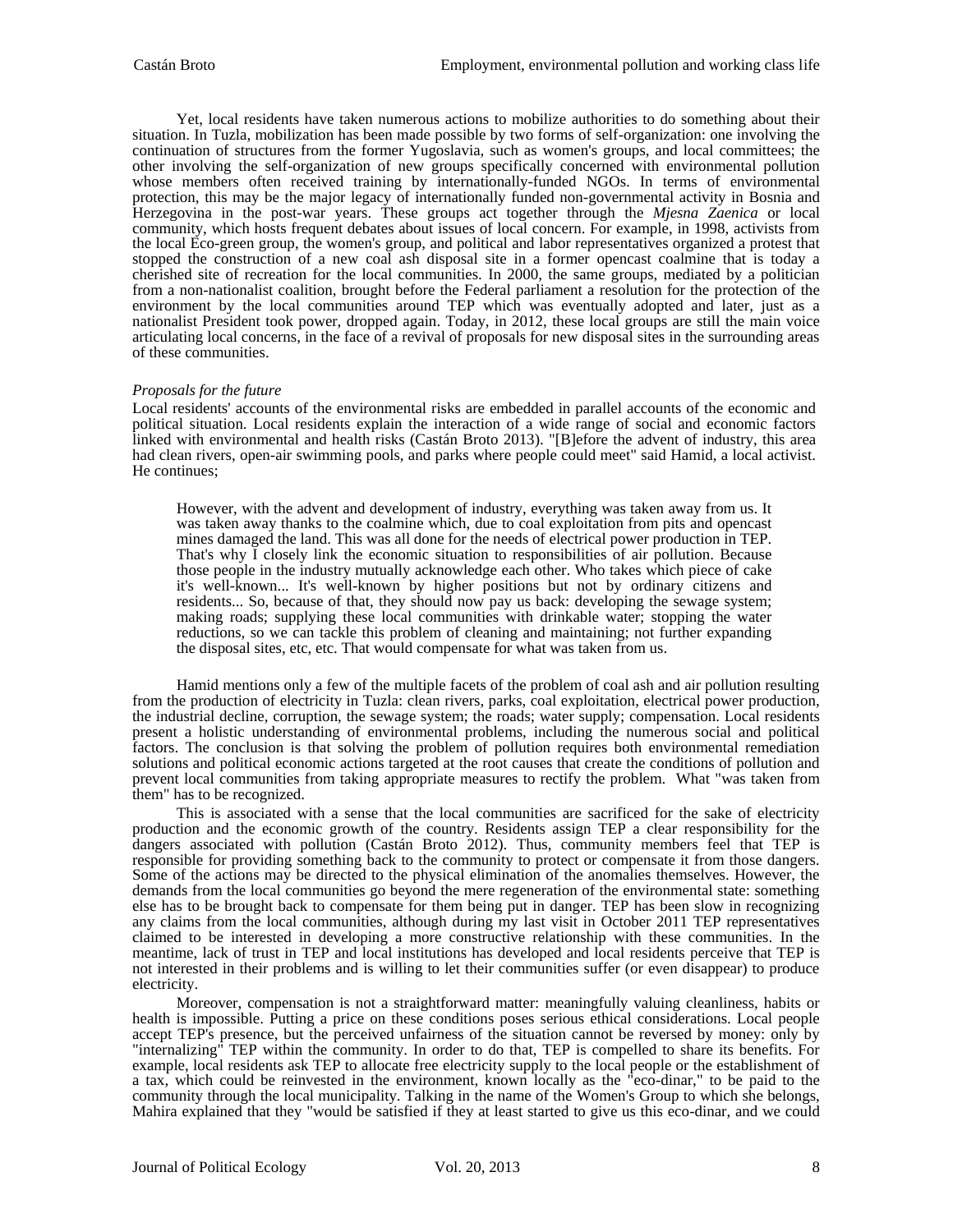Yet, local residents have taken numerous actions to mobilize authorities to do something about their situation. In Tuzla, mobilization has been made possible by two forms of self-organization: one involving the continuation of structures from the former Yugoslavia, such as women's groups, and local committees; the other involving the self-organization of new groups specifically concerned with environmental pollution whose members often received training by internationally-funded NGOs. In terms of environmental protection, this may be the major legacy of internationally funded non-governmental activity in Bosnia and Herzegovina in the post-war years. These groups act together through the *Mjesna Zaenica* or local community, which hosts frequent debates about issues of local concern. For example, in 1998, activists from the local Eco-green group, the women's group, and political and labor representatives organized a protest that stopped the construction of a new coal ash disposal site in a former opencast coalmine that is today a cherished site of recreation for the local communities. In 2000, the same groups, mediated by a politician from a non-nationalist coalition, brought before the Federal parliament a resolution for the protection of the environment by the local communities around TEP which was eventually adopted and later, just as a nationalist President took power, dropped again. Today, in 2012, these local groups are still the main voice articulating local concerns, in the face of a revival of proposals for new disposal sites in the surrounding areas of these communities.

### *Proposals for the future*

Local residents' accounts of the environmental risks are embedded in parallel accounts of the economic and political situation. Local residents explain the interaction of a wide range of social and economic factors linked with environmental and health risks (Castán Broto 2013). "[B]efore the advent of industry, this area had clean rivers, open-air swimming pools, and parks where people could meet" said Hamid, a local activist. He continues;

> However, with the advent and development of industry, everything was taken away from us. It was taken away thanks to the coalmine which, due to coal exploitation from pits and opencast mines damaged the land. This was all done for the needs of electrical power production in TEP. That's why I closely link the economic situation to responsibilities of air pollution. Because those people in the industry mutually acknowledge each other. Who takes which piece of cake it's well-known... It's well-known by higher positions but not by ordinary citizens and residents... So, because of that, they should now pay us back: developing the sewage system; making roads; supplying these local communities with drinkable water; stopping the water reductions, so we can tackle this problem of cleaning and maintaining; not further expanding the disposal sites, etc, etc. That would compensate for what was taken from us.

Hamid mentions only a few of the multiple facets of the problem of coal ash and air pollution resulting from the production of electricity in Tuzla: clean rivers, parks, coal exploitation, electrical power production, the industrial decline, corruption, the sewage system; the roads; water supply; compensation. Local residents present a holistic understanding of environmental problems, including the numerous social and political factors. The conclusion is that solving the problem of pollution requires both environmental remediation solutions and political economic actions targeted at the root causes that create the conditions of pollution and prevent local communities from taking appropriate measures to rectify the problem. What "was taken from them" has to be recognized.

This is associated with a sense that the local communities are sacrificed for the sake of electricity production and the economic growth of the country. Residents assign TEP a clear responsibility for the dangers associated with pollution (Castán Broto 2012). Thus, community members feel that TEP is responsible for providing something back to the community to protect or compensate it from those dangers. Some of the actions may be directed to the physical elimination of the anomalies themselves. However, the demands from the local communities go beyond the mere regeneration of the environmental state: something else has to be brought back to compensate for them being put in danger. TEP has been slow in recognizing any claims from the local communities, although during my last visit in October 2011 TEP representatives claimed to be interested in developing a more constructive relationship with these communities. In the meantime, lack of trust in TEP and local institutions has developed and local residents perceive that TEP is not interested in their problems and is willing to let their communities suffer (or even disappear) to produce electricity.

Moreover, compensation is not a straightforward matter: meaningfully valuing cleanliness, habits or health is impossible. Putting a price on these conditions poses serious ethical considerations. Local people accept TEP's presence, but the perceived unfairness of the situation cannot be reversed by money: only by "internalizing" TEP within the community. In order to do that, TEP is compelled to share its benefits. For example, local residents ask TEP to allocate free electricity supply to the local people or the establishment of a tax, which could be reinvested in the environment, known locally as the "eco-dinar," to be paid to the community through the local municipality. Talking in the name of the Women's Group to which she belongs, Mahira explained that they "would be satisfied if they at least started to give us this eco-dinar, and we could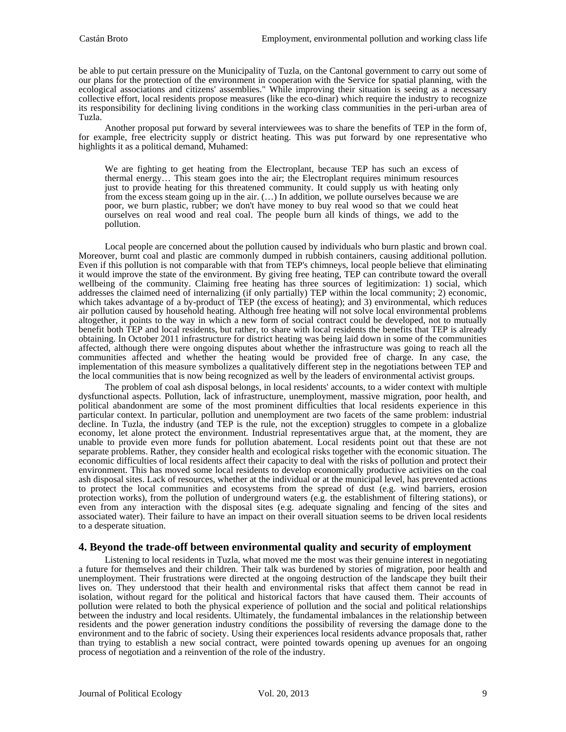be able to put certain pressure on the Municipality of Tuzla, on the Cantonal government to carry out some of our plans for the protection of the environment in cooperation with the Service for spatial planning, with the ecological associations and citizens' assemblies." While improving their situation is seeing as a necessary collective effort, local residents propose measures (like the eco-dinar) which require the industry to recognize its responsibility for declining living conditions in the working class communities in the peri-urban area of Tuzla.

Another proposal put forward by several interviewees was to share the benefits of TEP in the form of, for example, free electricity supply or district heating. This was put forward by one representative who highlights it as a political demand, Muhamed:

> We are fighting to get heating from the Electroplant, because TEP has such an excess of thermal energy… This steam goes into the air; the Electroplant requires minimum resources just to provide heating for this threatened community. It could supply us with heating only from the excess steam going up in the air. (…) In addition, we pollute ourselves because we are poor, we burn plastic, rubber; we don't have money to buy real wood so that we could heat ourselves on real wood and real coal. The people burn all kinds of things, we add to the pollution.

Local people are concerned about the pollution caused by individuals who burn plastic and brown coal. Moreover, burnt coal and plastic are commonly dumped in rubbish containers, causing additional pollution. Even if this pollution is not comparable with that from TEP's chimneys, local people believe that eliminating it would improve the state of the environment. By giving free heating, TEP can contribute toward the overall wellbeing of the community. Claiming free heating has three sources of legitimization: 1) social, which addresses the claimed need of internalizing (if only partially) TEP within the local community; 2) economic, which takes advantage of a by-product of TEP (the excess of heating); and 3) environmental, which reduces air pollution caused by household heating. Although free heating will not solve local environmental problems altogether, it points to the way in which a new form of social contract could be developed, not to mutually benefit both TEP and local residents, but rather, to share with local residents the benefits that TEP is already obtaining. In October 2011 infrastructure for district heating was being laid down in some of the communities affected, although there were ongoing disputes about whether the infrastructure was going to reach all the communities affected and whether the heating would be provided free of charge. In any case, the implementation of this measure symbolizes a qualitatively different step in the negotiations between TEP and the local communities that is now being recognized as well by the leaders of environmental activist groups.

The problem of coal ash disposal belongs, in local residents' accounts, to a wider context with multiple dysfunctional aspects. Pollution, lack of infrastructure, unemployment, massive migration, poor health, and political abandonment are some of the most prominent difficulties that local residents experience in this particular context. In particular, pollution and unemployment are two facets of the same problem: industrial decline. In Tuzla, the industry (and TEP is the rule, not the exception) struggles to compete in a globalize economy, let alone protect the environment. Industrial representatives argue that, at the moment, they are unable to provide even more funds for pollution abatement. Local residents point out that these are not separate problems. Rather, they consider health and ecological risks together with the economic situation. The economic difficulties of local residents affect their capacity to deal with the risks of pollution and protect their environment. This has moved some local residents to develop economically productive activities on the coal ash disposal sites. Lack of resources, whether at the individual or at the municipal level, has prevented actions to protect the local communities and ecosystems from the spread of dust (e.g. wind barriers, erosion protection works), from the pollution of underground waters (e.g. the establishment of filtering stations), or even from any interaction with the disposal sites (e.g. adequate signaling and fencing of the sites and associated water). Their failure to have an impact on their overall situation seems to be driven local residents to a desperate situation.

## 4. Beyond the trade-off between environmental quality and security of employment

Listening to local residents in Tuzla, what moved me the most was their genuine interest in negotiating a future for themselves and their children. Their talk was burdened by stories of migration, poor health and unemployment. Their frustrations were directed at the ongoing destruction of the landscape they built their lives on. They understood that their health and environmental risks that affect them cannot be read in isolation, without regard for the political and historical factors that have caused them. Their accounts of pollution were related to both the physical experience of pollution and the social and political relationships between the industry and local residents. Ultimately, the fundamental imbalances in the relationship between residents and the power generation industry conditions the possibility of reversing the damage done to the environment and to the fabric of society. Using their experiences local residents advance proposals that, rather than trying to establish a new social contract, were pointed towards opening up avenues for an ongoing process of negotiation and a reinvention of the role of the industry.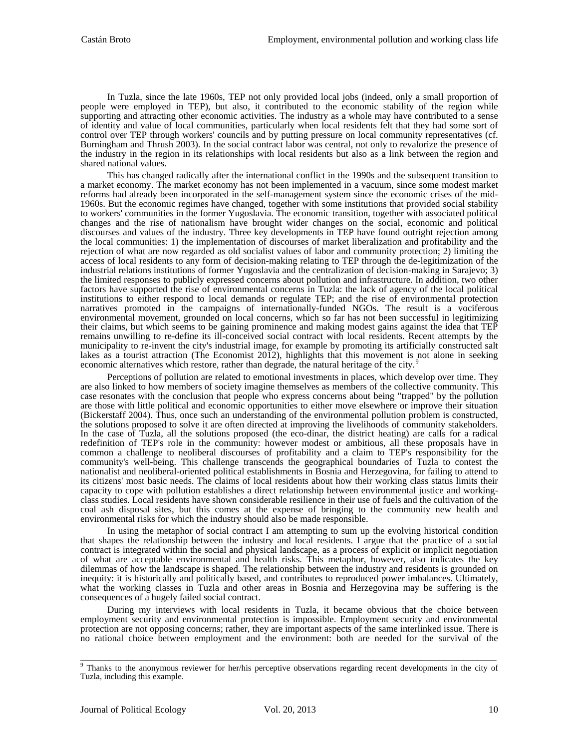In Tuzla, since the late 1960s, TEP not only provided local jobs (indeed, only a small proportion of people were employed in TEP), but also, it contributed to the economic stability of the region while supporting and attracting other economic activities. The industry as a whole may have contributed to a sense of identity and value of local communities, particularly when local residents felt that they had some sort of control over TEP through workers' councils and by putting pressure on local community representatives (cf. Burningham and Thrush 2003). In the social contract labor was central, not only to revalorize the presence of the industry in the region in its relationships with local residents but also as a link between the region and shared national values.

This has changed radically after the international conflict in the 1990s and the subsequent transition to a market economy. The market economy has not been implemented in a vacuum, since some modest market reforms had already been incorporated in the self-management system since the economic crises of the mid-1960s. But the economic regimes have changed, together with some institutions that provided social stability to workers' communities in the former Yugoslavia. The economic transition, together with associated political changes and the rise of nationalism have brought wider changes on the social, economic and political discourses and values of the industry. Three key developments in TEP have found outright rejection among the local communities: 1) the implementation of discourses of market liberalization and profitability and the rejection of what are now regarded as old socialist values of labor and community protection; 2) limiting the access of local residents to any form of decision-making relating to TEP through the de-legitimization of the industrial relations institutions of former Yugoslavia and the centralization of decision-making in Sarajevo; 3) the limited responses to publicly expressed concerns about pollution and infrastructure. In addition, two other factors have supported the rise of environmental concerns in Tuzla: the lack of agency of the local political institutions to either respond to local demands or regulate TEP; and the rise of environmental protection narratives promoted in the campaigns of internationally-funded NGOs. The result is a vociferous environmental movement, grounded on local concerns, which so far has not been successful in legitimizing their claims, but which seems to be gaining prominence and making modest gains against the idea that TEP remains unwilling to re-define its ill-conceived social contract with local residents. Recent attempts by the municipality to re-invent the city's industrial image, for example by promoting its artificially constructed salt lakes as a tourist attraction (The Economist 2012), highlights that this movement is not alone in seeking economic alternatives which restore, rather than degrade, the natural heritage of the city.[9]

Perceptions of pollution are related to emotional investments in places, which develop over time. They are also linked to how members of society imagine themselves as members of the collective community. This case resonates with the conclusion that people who express concerns about being "trapped" by the pollution are those with little political and economic opportunities to either move elsewhere or improve their situation (Bickerstaff 2004). Thus, once such an understanding of the environmental pollution problem is constructed, the solutions proposed to solve it are often directed at improving the livelihoods of community stakeholders. In the case of Tuzla, all the solutions proposed (the eco-dinar, the district heating) are calls for a radical redefinition of TEP's role in the community: however modest or ambitious, all these proposals have in common a challenge to neoliberal discourses of profitability and a claim to TEP's responsibility for the community's well-being. This challenge transcends the geographical boundaries of Tuzla to contest the nationalist and neoliberal-oriented political establishments in Bosnia and Herzegovina, for failing to attend to its citizens' most basic needs. The claims of local residents about how their working class status limits their capacity to cope with pollution establishes a direct relationship between environmental justice and working-class studies. Local residents have shown considerable resilience in their use of fuels and the cultivation of the coal ash disposal sites, but this comes at the expense of bringing to the community new health and environmental risks for which the industry should also be made responsible.

In using the metaphor of social contract I am attempting to sum up the evolving historical condition that shapes the relationship between the industry and local residents. I argue that the practice of a social contract is integrated within the social and physical landscape, as a process of explicit or implicit negotiation of what are acceptable environmental and health risks. This metaphor, however, also indicates the key dilemmas of how the landscape is shaped. The relationship between the industry and residents is grounded on inequity: it is historically and politically based, and contributes to reproduced power imbalances. Ultimately, what the working classes in Tuzla and other areas in Bosnia and Herzegovina may be suffering is the consequences of a hugely failed social contract.

During my interviews with local residents in Tuzla, it became obvious that the choice between employment security and environmental protection is impossible. Employment security and environmental protection are not opposing concerns; rather, they are important aspects of the same interlinked issue. There is no rational choice between employment and the environment: both are needed for the survival of the

---

[9] Thanks to the anonymous reviewer for her/his perceptive observations regarding recent developments in the city of Tuzla, including this example.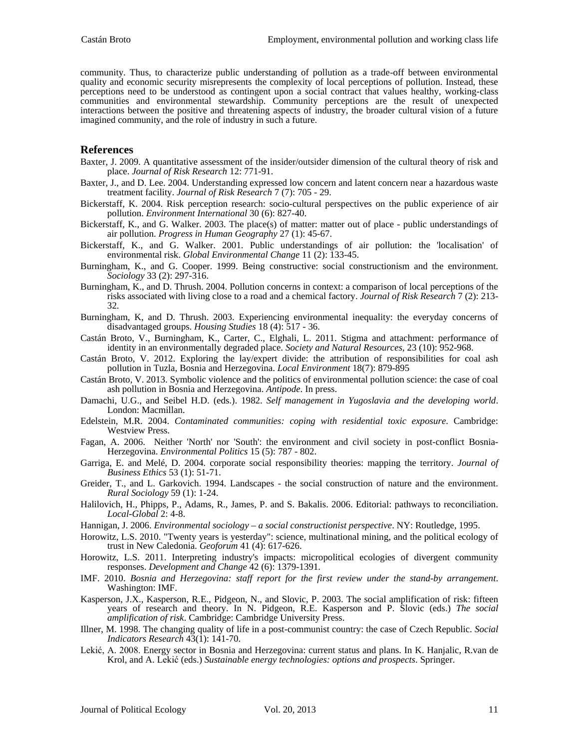community. Thus, to characterize public understanding of pollution as a trade-off between environmental quality and economic security misrepresents the complexity of local perceptions of pollution. Instead, these perceptions need to be understood as contingent upon a social contract that values healthy, working-class communities and environmental stewardship. Community perceptions are the result of unexpected interactions between the positive and threatening aspects of industry, the broader cultural vision of a future imagined community, and the role of industry in such a future.

## References

Baxter, J. 2009. A quantitative assessment of the insider/outsider dimension of the cultural theory of risk and place. *Journal of Risk Research* 12: 771-91.

Baxter, J., and D. Lee. 2004. Understanding expressed low concern and latent concern near a hazardous waste treatment facility. *Journal of Risk Research* 7 (7): 705 - 29.

Bickerstaff, K. 2004. Risk perception research: socio-cultural perspectives on the public experience of air pollution. *Environment International* 30 (6): 827-40.

Bickerstaff, K., and G. Walker. 2003. The place(s) of matter: matter out of place - public understandings of air pollution. *Progress in Human Geography* 27 (1): 45-67.

Bickerstaff, K., and G. Walker. 2001. Public understandings of air pollution: the 'localisation' of environmental risk. *Global Environmental Change* 11 (2): 133-45.

Burningham, K., and G. Cooper. 1999. Being constructive: social constructionism and the environment. *Sociology* 33 (2): 297-316.

Burningham, K., and D. Thrush. 2004. Pollution concerns in context: a comparison of local perceptions of the risks associated with living close to a road and a chemical factory. *Journal of Risk Research* 7 (2): 213-32.

Burningham, K, and D. Thrush. 2003. Experiencing environmental inequality: the everyday concerns of disadvantaged groups. *Housing Studies* 18 (4): 517 - 36.

Castán Broto, V., Burningham, K., Carter, C., Elghali, L. 2011. Stigma and attachment: performance of identity in an environmentally degraded place. *Society and Natural Resources*, 23 (10): 952-968.

Castán Broto, V. 2012. Exploring the lay/expert divide: the attribution of responsibilities for coal ash pollution in Tuzla, Bosnia and Herzegovina. *Local Environment* 18(7): 879-895

Castán Broto, V. 2013. Symbolic violence and the politics of environmental pollution science: the case of coal ash pollution in Bosnia and Herzegovina. *Antipode*. In press.

Damachi, U.G., and Seibel H.D. (eds.). 1982. *Self management in Yugoslavia and the developing world*. London: Macmillan.

Edelstein, M.R. 2004. *Contaminated communities: coping with residential toxic exposure*. Cambridge: Westview Press.

Fagan, A. 2006. Neither 'North' nor 'South': the environment and civil society in post-conflict Bosnia-Herzegovina. *Environmental Politics* 15 (5): 787 - 802.

Garriga, E. and Melé, D. 2004. corporate social responsibility theories: mapping the territory. *Journal of Business Ethics* 53 (1): 51-71.

Greider, T., and L. Garkovich. 1994. Landscapes - the social construction of nature and the environment. *Rural Sociology* 59 (1): 1-24.

Halilovich, H., Phipps, P., Adams, R., James, P. and S. Bakalis. 2006. Editorial: pathways to reconciliation. *Local-Global* 2: 4-8.

Hannigan, J. 2006. *Environmental sociology – a social constructionist perspective*. NY: Routledge, 1995.

Horowitz, L.S. 2010. "Twenty years is yesterday": science, multinational mining, and the political ecology of trust in New Caledonia. *Geoforum* 41 (4): 617-626.

Horowitz, L.S. 2011. Interpreting industry's impacts: micropolitical ecologies of divergent community responses. *Development and Change* 42 (6): 1379-1391.

IMF. 2010. *Bosnia and Herzegovina: staff report for the first review under the stand-by arrangement*. Washington: IMF.

Kasperson, J.X., Kasperson, R.E., Pidgeon, N., and Slovic, P. 2003. The social amplification of risk: fifteen years of research and theory. In N. Pidgeon, R.E. Kasperson and P. Slovic (eds.) *The social amplification of risk*. Cambridge: Cambridge University Press.

Illner, M. 1998. The changing quality of life in a post-communist country: the case of Czech Republic. *Social Indicators Research* 43(1): 141-70.

Lekić, A. 2008. Energy sector in Bosnia and Herzegovina: current status and plans. In K. Hanjalic, R.van de Krol, and A. Lekić (eds.) *Sustainable energy technologies: options and prospects*. Springer.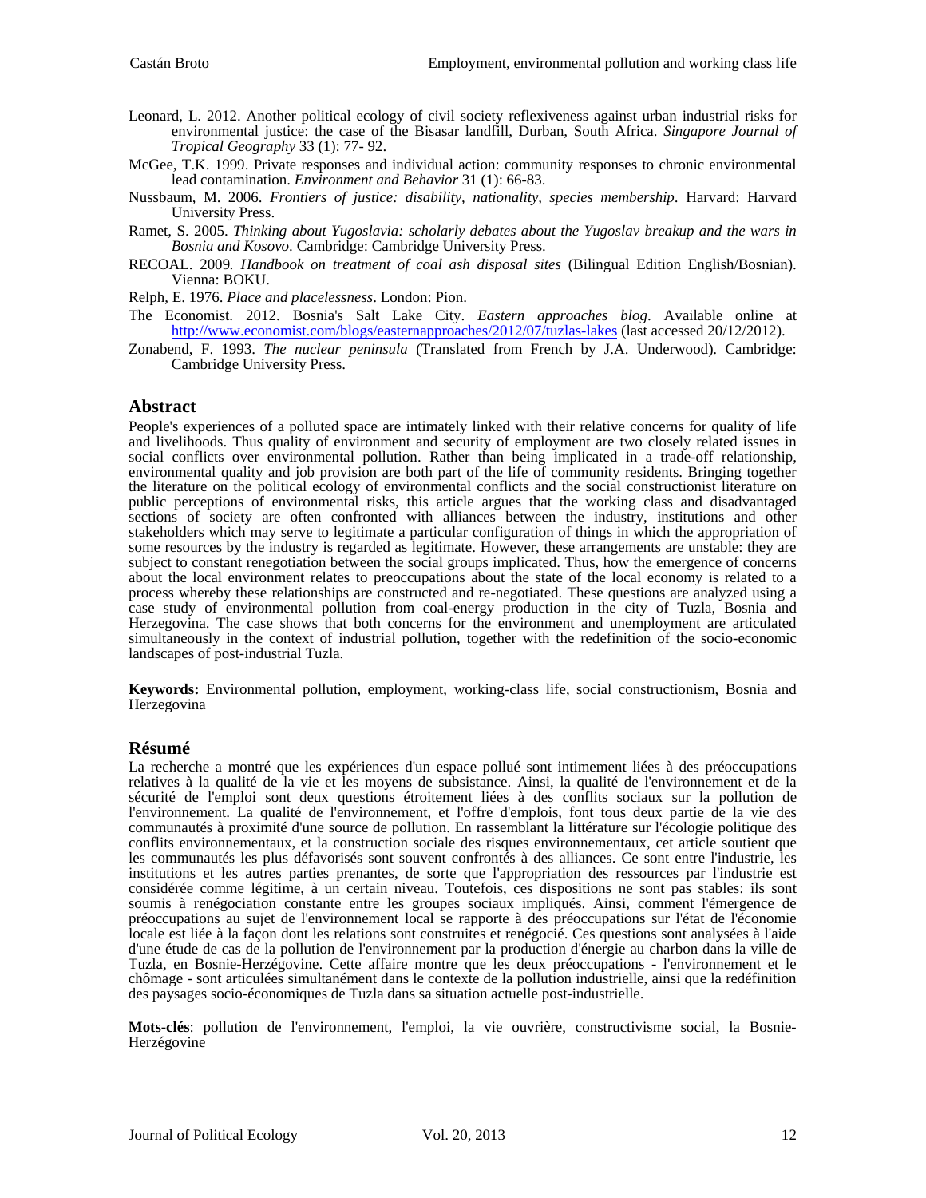Leonard, L. 2012. Another political ecology of civil society reflexiveness against urban industrial risks for environmental justice: the case of the Bisasar landfill, Durban, South Africa. *Singapore Journal of Tropical Geography* 33 (1): 77- 92.

McGee, T.K. 1999. Private responses and individual action: community responses to chronic environmental lead contamination. *Environment and Behavior* 31 (1): 66-83.

Nussbaum, M. 2006. *Frontiers of justice: disability, nationality, species membership*. Harvard: Harvard University Press.

Ramet, S. 2005. *Thinking about Yugoslavia: scholarly debates about the Yugoslav breakup and the wars in Bosnia and Kosovo*. Cambridge: Cambridge University Press.

RECOAL. 2009*. Handbook on treatment of coal ash disposal sites* (Bilingual Edition English/Bosnian). Vienna: BOKU.

Relph, E. 1976. *Place and placelessness*. London: Pion.

The Economist. 2012. Bosnia's Salt Lake City. *Eastern approaches blog*. Available online at http://www.economist.com/blogs/easternapproaches/2012/07/tuzlas-lakes (last accessed 20/12/2012).

Zonabend, F. 1993. *The nuclear peninsula* (Translated from French by J.A. Underwood). Cambridge: Cambridge University Press.

## Abstract

People's experiences of a polluted space are intimately linked with their relative concerns for quality of life and livelihoods. Thus quality of environment and security of employment are two closely related issues in social conflicts over environmental pollution. Rather than being implicated in a trade-off relationship, environmental quality and job provision are both part of the life of community residents. Bringing together the literature on the political ecology of environmental conflicts and the social constructionist literature on public perceptions of environmental risks, this article argues that the working class and disadvantaged sections of society are often confronted with alliances between the industry, institutions and other stakeholders which may serve to legitimate a particular configuration of things in which the appropriation of some resources by the industry is regarded as legitimate. However, these arrangements are unstable: they are subject to constant renegotiation between the social groups implicated. Thus, how the emergence of concerns about the local environment relates to preoccupations about the state of the local economy is related to a process whereby these relationships are constructed and re-negotiated. These questions are analyzed using a case study of environmental pollution from coal-energy production in the city of Tuzla, Bosnia and Herzegovina. The case shows that both concerns for the environment and unemployment are articulated simultaneously in the context of industrial pollution, together with the redefinition of the socio-economic landscapes of post-industrial Tuzla.

**Keywords:** Environmental pollution, employment, working-class life, social constructionism, Bosnia and Herzegovina

## Résumé

La recherche a montré que les expériences d'un espace pollué sont intimement liées à des préoccupations relatives à la qualité de la vie et les moyens de subsistance. Ainsi, la qualité de l'environnement et de la sécurité de l'emploi sont deux questions étroitement liées à des conflits sociaux sur la pollution de l'environnement. La qualité de l'environnement, et l'offre d'emplois, font tous deux partie de la vie des communautés à proximité d'une source de pollution. En rassemblant la littérature sur l'écologie politique des conflits environnementaux, et la construction sociale des risques environnementaux, cet article soutient que les communautés les plus défavorisés sont souvent confrontés à des alliances. Ce sont entre l'industrie, les institutions et les autres parties prenantes, de sorte que l'appropriation des ressources par l'industrie est considérée comme légitime, à un certain niveau. Toutefois, ces dispositions ne sont pas stables: ils sont soumis à renégociation constante entre les groupes sociaux impliqués. Ainsi, comment l'émergence de préoccupations au sujet de l'environnement local se rapporte à des préoccupations sur l'état de l'économie locale est liée à la façon dont les relations sont construites et renégocié. Ces questions sont analysées à l'aide d'une étude de cas de la pollution de l'environnement par la production d'énergie au charbon dans la ville de Tuzla, en Bosnie-Herzégovine. Cette affaire montre que les deux préoccupations - l'environnement et le chômage - sont articulées simultanément dans le contexte de la pollution industrielle, ainsi que la redéfinition des paysages socio-économiques de Tuzla dans sa situation actuelle post-industrielle.

**Mots-clés**: pollution de l'environnement, l'emploi, la vie ouvrière, constructivisme social, la Bosnie-Herzégovine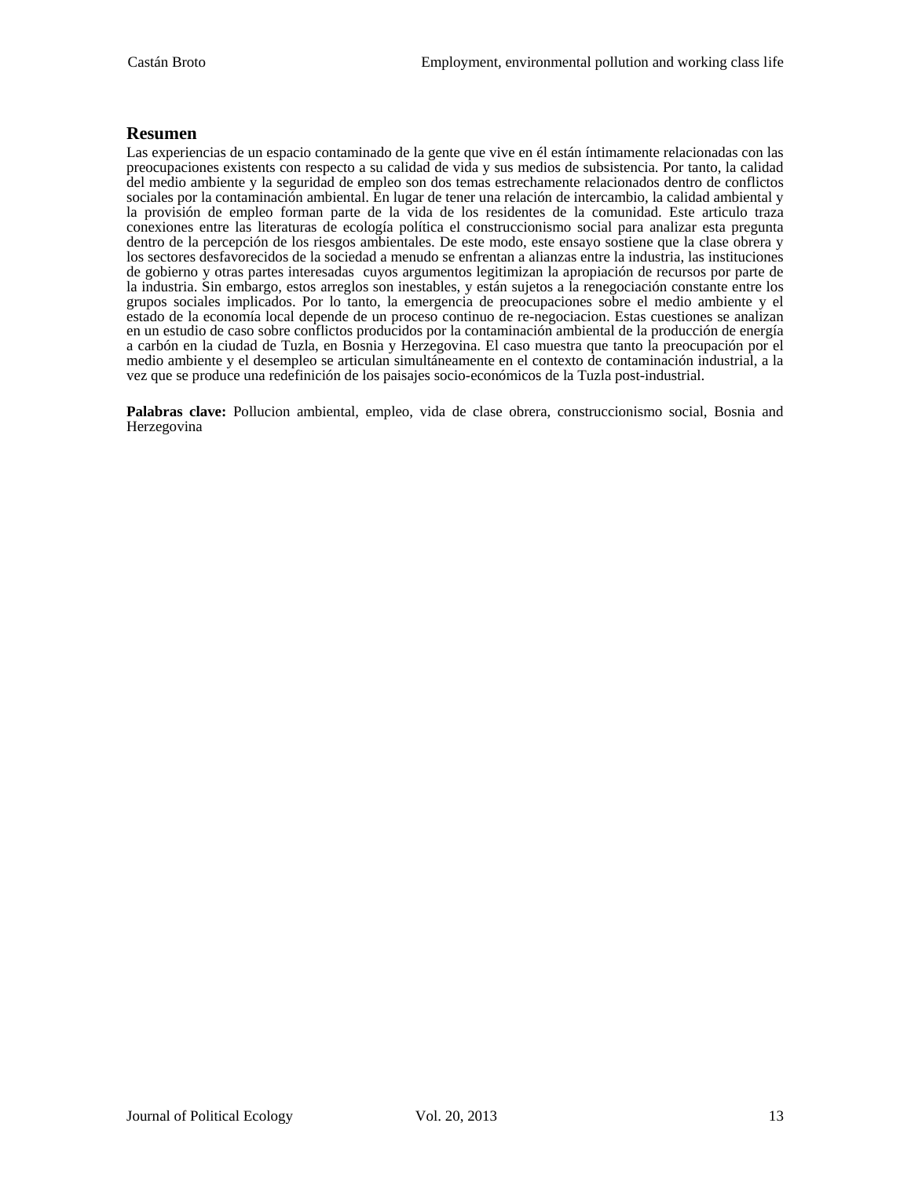## Resumen

Las experiencias de un espacio contaminado de la gente que vive en él están íntimamente relacionadas con las preocupaciones existents con respecto a su calidad de vida y sus medios de subsistencia. Por tanto, la calidad del medio ambiente y la seguridad de empleo son dos temas estrechamente relacionados dentro de conflictos sociales por la contaminación ambiental. En lugar de tener una relación de intercambio, la calidad ambiental y la provisión de empleo forman parte de la vida de los residentes de la comunidad. Este articulo traza conexiones entre las literaturas de ecología política el construccionismo social para analizar esta pregunta dentro de la percepción de los riesgos ambientales. De este modo, este ensayo sostiene que la clase obrera y los sectores desfavorecidos de la sociedad a menudo se enfrentan a alianzas entre la industria, las instituciones de gobierno y otras partes interesadas cuyos argumentos legitimizan la apropiación de recursos por parte de la industria. Sin embargo, estos arreglos son inestables, y están sujetos a la renegociación constante entre los grupos sociales implicados. Por lo tanto, la emergencia de preocupaciones sobre el medio ambiente y el estado de la economía local depende de un proceso continuo de re-negociacion. Estas cuestiones se analizan en un estudio de caso sobre conflictos producidos por la contaminación ambiental de la producción de energía a carbón en la ciudad de Tuzla, en Bosnia y Herzegovina. El caso muestra que tanto la preocupación por el medio ambiente y el desempleo se articulan simultáneamente en el contexto de contaminación industrial, a la vez que se produce una redefinición de los paisajes socio-económicos de la Tuzla post-industrial.

**Palabras clave:** Pollucion ambiental, empleo, vida de clase obrera, construccionismo social, Bosnia and Herzegovina